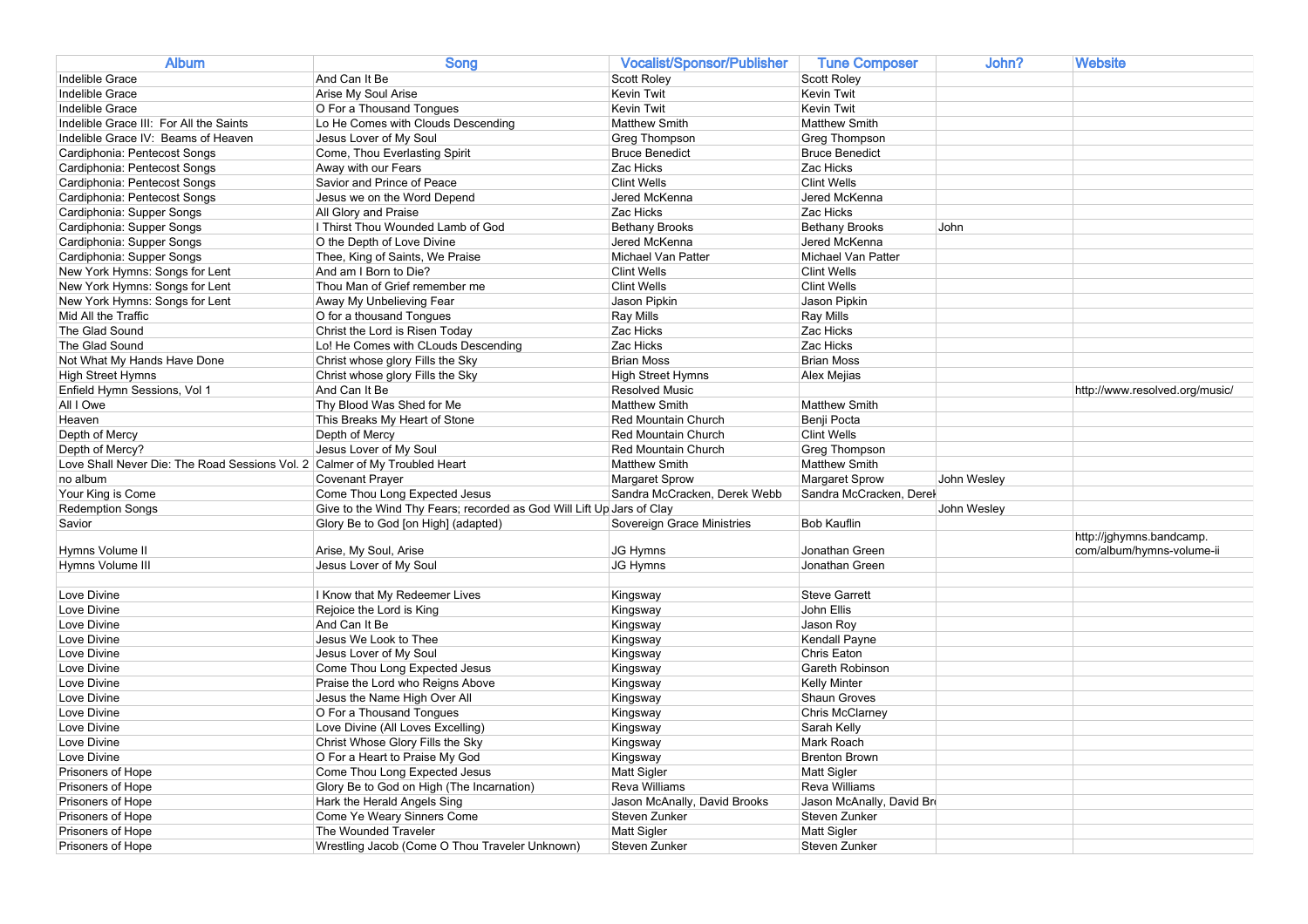| Album | Song | Vocalist/Sponsor/Publisher | Tune Composer | John? | Website |
|---|---|---|---|---|---|
| Indelible Grace | And Can It Be | Scott Roley | Scott Roley | | |
| Indelible Grace | Arise My Soul Arise | Kevin Twit | Kevin Twit | | |
| Indelible Grace | O For a Thousand Tongues | Kevin Twit | Kevin Twit | | |
| Indelible Grace III: For All the Saints | Lo He Comes with Clouds Descending | Matthew Smith | Matthew Smith | | |
| Indelible Grace IV: Beams of Heaven | Jesus Lover of My Soul | Greg Thompson | Greg Thompson | | |
| Cardiphonia: Pentecost Songs | Come, Thou Everlasting Spirit | Bruce Benedict | Bruce Benedict | | |
| Cardiphonia: Pentecost Songs | Away with our Fears | Zac Hicks | Zac Hicks | | |
| Cardiphonia: Pentecost Songs | Savior and Prince of Peace | Clint Wells | Clint Wells | | |
| Cardiphonia: Pentecost Songs | Jesus we on the Word Depend | Jered McKenna | Jered McKenna | | |
| Cardiphonia: Supper Songs | All Glory and Praise | Zac Hicks | Zac Hicks | | |
| Cardiphonia: Supper Songs | I Thirst Thou Wounded Lamb of God | Bethany Brooks | Bethany Brooks | John | |
| Cardiphonia: Supper Songs | O the Depth of Love Divine | Jered McKenna | Jered McKenna | | |
| Cardiphonia: Supper Songs | Thee, King of Saints, We Praise | Michael Van Patter | Michael Van Patter | | |
| New York Hymns: Songs for Lent | And am I Born to Die? | Clint Wells | Clint Wells | | |
| New York Hymns: Songs for Lent | Thou Man of Grief remember me | Clint Wells | Clint Wells | | |
| New York Hymns: Songs for Lent | Away My Unbelieving Fear | Jason Pipkin | Jason Pipkin | | |
| Mid All the Traffic | O for a thousand Tongues | Ray Mills | Ray Mills | | |
| The Glad Sound | Christ the Lord is Risen Today | Zac Hicks | Zac Hicks | | |
| The Glad Sound | Lo! He Comes with CLouds Descending | Zac Hicks | Zac Hicks | | |
| Not What My Hands Have Done | Christ whose glory Fills the Sky | Brian Moss | Brian Moss | | |
| High Street Hymns | Christ whose glory Fills the Sky | High Street Hymns | Alex Mejias | | |
| Enfield Hymn Sessions, Vol 1 | And Can It Be | Resolved Music | | | http://www.resolved.org/music/ |
| All I Owe | Thy Blood Was Shed for Me | Matthew Smith | Matthew Smith | | |
| Heaven | This Breaks My Heart of Stone | Red Mountain Church | Benji Pocta | | |
| Depth of Mercy | Depth of Mercy | Red Mountain Church | Clint Wells | | |
| Depth of Mercy? | Jesus Lover of My Soul | Red Mountain Church | Greg Thompson | | |
| Love Shall Never Die: The Road Sessions Vol. 2 | Calmer of My Troubled Heart | Matthew Smith | Matthew Smith | | |
| no album | Covenant Prayer | Margaret Sprow | Margaret Sprow | John Wesley | |
| Your King is Come | Come Thou Long Expected Jesus | Sandra McCracken, Derek Webb | Sandra McCracken, Derek | | |
| Redemption Songs | Give to the Wind Thy Fears; recorded as God Will Lift Up | Jars of Clay | | John Wesley | |
| Savior | Glory Be to God [on High] (adapted) | Sovereign Grace Ministries | Bob Kauflin | | |
| Hymns Volume II | Arise, My Soul, Arise | JG Hymns | Jonathan Green | | http://jghymns.bandcamp.com/album/hymns-volume-ii |
| Hymns Volume III | Jesus Lover of My Soul | JG Hymns | Jonathan Green | | |
| | | | | | |
| Love Divine | I Know that My Redeemer Lives | Kingsway | Steve Garrett | | |
| Love Divine | Rejoice the Lord is King | Kingsway | John Ellis | | |
| Love Divine | And Can It Be | Kingsway | Jason Roy | | |
| Love Divine | Jesus We Look to Thee | Kingsway | Kendall Payne | | |
| Love Divine | Jesus Lover of My Soul | Kingsway | Chris Eaton | | |
| Love Divine | Come Thou Long Expected Jesus | Kingsway | Gareth Robinson | | |
| Love Divine | Praise the Lord who Reigns Above | Kingsway | Kelly Minter | | |
| Love Divine | Jesus the Name High Over All | Kingsway | Shaun Groves | | |
| Love Divine | O For a Thousand Tongues | Kingsway | Chris McClarney | | |
| Love Divine | Love Divine (All Loves Excelling) | Kingsway | Sarah Kelly | | |
| Love Divine | Christ Whose Glory Fills the Sky | Kingsway | Mark Roach | | |
| Love Divine | O For a Heart to Praise My God | Kingsway | Brenton Brown | | |
| Prisoners of Hope | Come Thou Long Expected Jesus | Matt Sigler | Matt Sigler | | |
| Prisoners of Hope | Glory Be to God on High (The Incarnation) | Reva Williams | Reva Williams | | |
| Prisoners of Hope | Hark the Herald Angels Sing | Jason McAnally, David Brooks | Jason McAnally, David Br | | |
| Prisoners of Hope | Come Ye Weary Sinners Come | Steven Zunker | Steven Zunker | | |
| Prisoners of Hope | The Wounded Traveler | Matt Sigler | Matt Sigler | | |
| Prisoners of Hope | Wrestling Jacob (Come O Thou Traveler Unknown) | Steven Zunker | Steven Zunker | | |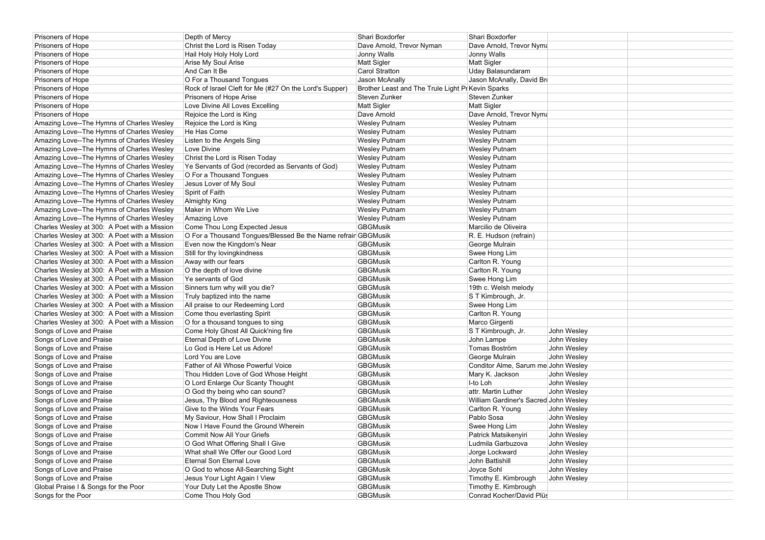| | | | | | |
|---|---|---|---|---|---|
| Prisoners of Hope | Depth of Mercy | Shari Boxdorfer | Shari Boxdorfer | | |
| Prisoners of Hope | Christ the Lord is Risen Today | Dave Arnold, Trevor Nyman | Dave Arnold, Trevor Nyma | | |
| Prisoners of Hope | Hail Holy Holy Holy Lord | Jonny Walls | Jonny Walls | | |
| Prisoners of Hope | Arise My Soul Arise | Matt Sigler | Matt Sigler | | |
| Prisoners of Hope | And Can It Be | Carol Stratton | Uday Balasundaram | | |
| Prisoners of Hope | O For a Thousand Tongues | Jason McAnally | Jason McAnally, David Br | | |
| Prisoners of Hope | Rock of Israel Cleft for Me (#27 On the Lord's Supper) | Brother Least and The Trule Light Pr | Kevin Sparks | | |
| Prisoners of Hope | Prisoners of Hope Arise | Steven Zunker | Steven Zunker | | |
| Prisoners of Hope | Love Divine All Loves Excelling | Matt Sigler | Matt Sigler | | |
| Prisoners of Hope | Rejoice the Lord is King | Dave Arnold | Dave Arnold, Trevor Nyma | | |
| Amazing Love--The Hymns of Charles Wesley | Rejoice the Lord is King | Wesley Putnam | Wesley Putnam | | |
| Amazing Love--The Hymns of Charles Wesley | He Has Come | Wesley Putnam | Wesley Putnam | | |
| Amazing Love--The Hymns of Charles Wesley | Listen to the Angels Sing | Wesley Putnam | Wesley Putnam | | |
| Amazing Love--The Hymns of Charles Wesley | Love Divine | Wesley Putnam | Wesley Putnam | | |
| Amazing Love--The Hymns of Charles Wesley | Christ the Lord is Risen Today | Wesley Putnam | Wesley Putnam | | |
| Amazing Love--The Hymns of Charles Wesley | Ye Servants of God (recorded as Servants of God) | Wesley Putnam | Wesley Putnam | | |
| Amazing Love--The Hymns of Charles Wesley | O For a Thousand Tongues | Wesley Putnam | Wesley Putnam | | |
| Amazing Love--The Hymns of Charles Wesley | Jesus Lover of My Soul | Wesley Putnam | Wesley Putnam | | |
| Amazing Love--The Hymns of Charles Wesley | Spirit of Faith | Wesley Putnam | Wesley Putnam | | |
| Amazing Love--The Hymns of Charles Wesley | Almighty King | Wesley Putnam | Wesley Putnam | | |
| Amazing Love--The Hymns of Charles Wesley | Maker in Whom We Live | Wesley Putnam | Wesley Putnam | | |
| Amazing Love--The Hymns of Charles Wesley | Amazing Love | Wesley Putnam | Wesley Putnam | | |
| Charles Wesley at 300: A Poet with a Mission | Come Thou Long Expected Jesus | GBGMusik | Marcilio de Oliveira | | |
| Charles Wesley at 300: A Poet with a Mission | O For a Thousand Tongues/Blessed Be the Name refrair | GBGMusik | R. E. Hudson (refrain) | | |
| Charles Wesley at 300: A Poet with a Mission | Even now the Kingdom's Near | GBGMusik | George Mulrain | | |
| Charles Wesley at 300: A Poet with a Mission | Still for thy lovingkindness | GBGMusik | Swee Hong Lim | | |
| Charles Wesley at 300: A Poet with a Mission | Away with our fears | GBGMusik | Carlton R. Young | | |
| Charles Wesley at 300: A Poet with a Mission | O the depth of love divine | GBGMusik | Carlton R. Young | | |
| Charles Wesley at 300: A Poet with a Mission | Ye servants of God | GBGMusik | Swee Hong Lim | | |
| Charles Wesley at 300: A Poet with a Mission | Sinners turn why will you die? | GBGMusik | 19th c. Welsh melody | | |
| Charles Wesley at 300: A Poet with a Mission | Truly baptized into the name | GBGMusik | S T Kimbrough, Jr. | | |
| Charles Wesley at 300: A Poet with a Mission | All praise to our Redeeming Lord | GBGMusik | Swee Hong Lim | | |
| Charles Wesley at 300: A Poet with a Mission | Come thou everlasting Spirit | GBGMusik | Carlton R. Young | | |
| Charles Wesley at 300: A Poet with a Mission | O for a thousand tongues to sing | GBGMusik | Marco Girgenti | | |
| Songs of Love and Praise | Come Holy Ghost All Quick'ning fire | GBGMusik | S T Kimbrough, Jr. | John Wesley | |
| Songs of Love and Praise | Eternal Depth of Love Divine | GBGMusik | John Lampe | John Wesley | |
| Songs of Love and Praise | Lo God is Here Let us Adore! | GBGMusik | Tomas Boström | John Wesley | |
| Songs of Love and Praise | Lord You are Love | GBGMusik | George Mulrain | John Wesley | |
| Songs of Love and Praise | Father of All Whose Powerful Voice | GBGMusik | Conditor Alme, Sarum me | John Wesley | |
| Songs of Love and Praise | Thou Hidden Love of God Whose Height | GBGMusik | Mary K. Jackson | John Wesley | |
| Songs of Love and Praise | O Lord Enlarge Our Scanty Thought | GBGMusik | I-to Loh | John Wesley | |
| Songs of Love and Praise | O God thy being who can sound? | GBGMusik | attr. Martin Luther | John Wesley | |
| Songs of Love and Praise | Jesus, Thy Blood and Righteousness | GBGMusik | William Gardiner's Sacred | John Wesley | |
| Songs of Love and Praise | Give to the Winds Your Fears | GBGMusik | Carlton R. Young | John Wesley | |
| Songs of Love and Praise | My Saviour, How Shall I Proclaim | GBGMusik | Pablo Sosa | John Wesley | |
| Songs of Love and Praise | Now I Have Found the Ground Wherein | GBGMusik | Swee Hong Lim | John Wesley | |
| Songs of Love and Praise | Commit Now All Your Griefs | GBGMusik | Patrick Matsikenyiri | John Wesley | |
| Songs of Love and Praise | O God What Offering Shall I Give | GBGMusik | Ludmila Garbuzova | John Wesley | |
| Songs of Love and Praise | What shall We Offer our Good Lord | GBGMusik | Jorge Lockward | John Wesley | |
| Songs of Love and Praise | Eternal Son Eternal Love | GBGMusik | John Battishill | John Wesley | |
| Songs of Love and Praise | O God to whose All-Searching Sight | GBGMusik | Joyce Sohl | John Wesley | |
| Songs of Love and Praise | Jesus Your Light Again I View | GBGMusik | Timothy E. Kimbrough | John Wesley | |
| Global Praise I & Songs for the Poor | Your Duty Let the Apostle Show | GBGMusik | Timothy E. Kimbrough | | |
| Songs for the Poor | Come Thou Holy God | GBGMusik | Conrad Kocher/David Plüs | | |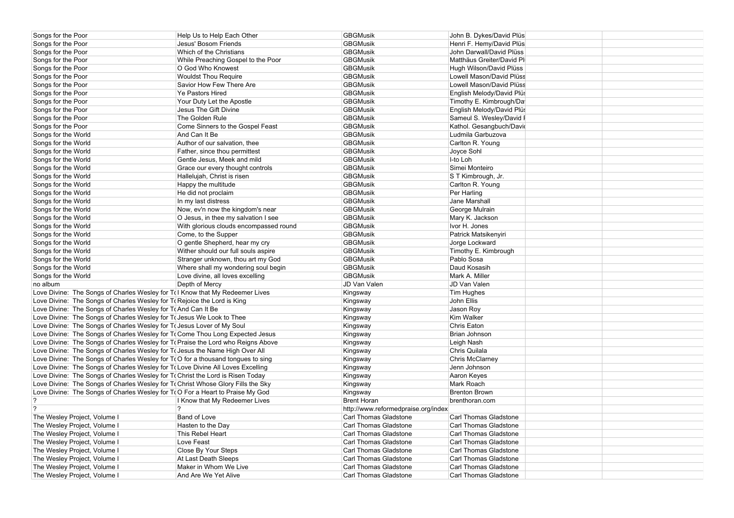| | | | | | |
|---|---|---|---|---|---|
| Songs for the Poor | Help Us to Help Each Other | GBGMusik | John B. Dykes/David Plüs | | |
| Songs for the Poor | Jesus' Bosom Friends | GBGMusik | Henri F. Hemy/David Plüs | | |
| Songs for the Poor | Which of the Christians | GBGMusik | John Darwall/David Plüss | | |
| Songs for the Poor | While Preaching Gospel to the Poor | GBGMusik | Matthäus Greiter/David Pl | | |
| Songs for the Poor | O God Who Knowest | GBGMusik | Hugh Wilson/David Plüss | | |
| Songs for the Poor | Wouldst Thou Require | GBGMusik | Lowell Mason/David Plüss | | |
| Songs for the Poor | Savior How Few There Are | GBGMusik | Lowell Mason/David Plüss | | |
| Songs for the Poor | Ye Pastors Hired | GBGMusik | English Melody/David Plüs | | |
| Songs for the Poor | Your Duty Let the Apostle | GBGMusik | Timothy E. Kimbrough/Da | | |
| Songs for the Poor | Jesus The Gift Divine | GBGMusik | English Melody/David Plüs | | |
| Songs for the Poor | The Golden Rule | GBGMusik | Sameul S. Wesley/David F | | |
| Songs for the Poor | Come Sinners to the Gospel Feast | GBGMusik | Kathol. Gesangbuch/David | | |
| Songs for the World | And Can It Be | GBGMusik | Ludmila Garbuzova | | |
| Songs for the World | Author of our salvation, thee | GBGMusik | Carlton R. Young | | |
| Songs for the World | Father, since thou permittest | GBGMusik | Joyce Sohl | | |
| Songs for the World | Gentle Jesus, Meek and mild | GBGMusik | I-to Loh | | |
| Songs for the World | Grace our every thought controls | GBGMusik | Simei Monteiro | | |
| Songs for the World | Hallelujah, Christ is risen | GBGMusik | S T Kimbrough, Jr. | | |
| Songs for the World | Happy the multitude | GBGMusik | Carlton R. Young | | |
| Songs for the World | He did not proclaim | GBGMusik | Per Harling | | |
| Songs for the World | In my last distress | GBGMusik | Jane Marshall | | |
| Songs for the World | Now, ev'n now the kingdom's near | GBGMusik | George Mulrain | | |
| Songs for the World | O Jesus, in thee my salvation I see | GBGMusik | Mary K. Jackson | | |
| Songs for the World | With glorious clouds encompassed round | GBGMusik | Ivor H. Jones | | |
| Songs for the World | Come, to the Supper | GBGMusik | Patrick Matsikenyiri | | |
| Songs for the World | O gentle Shepherd, hear my cry | GBGMusik | Jorge Lockward | | |
| Songs for the World | Wither should our full souls aspire | GBGMusik | Timothy E. Kimbrough | | |
| Songs for the World | Stranger unknown, thou art my God | GBGMusik | Pablo Sosa | | |
| Songs for the World | Where shall my wondering soul begin | GBGMusik | Daud Kosasih | | |
| Songs for the World | Love divine, all loves excelling | GBGMusik | Mark A. Miller | | |
| no album | Depth of Mercy | JD Van Valen | JD Van Valen | | |
| Love Divine: The Songs of Charles Wesley for To | I Know that My Redeemer Lives | Kingsway | Tim Hughes | | |
| Love Divine: The Songs of Charles Wesley for To | Rejoice the Lord is King | Kingsway | John Ellis | | |
| Love Divine: The Songs of Charles Wesley for To | And Can It Be | Kingsway | Jason Roy | | |
| Love Divine: The Songs of Charles Wesley for To | Jesus We Look to Thee | Kingsway | Kim Walker | | |
| Love Divine: The Songs of Charles Wesley for To | Jesus Lover of My Soul | Kingsway | Chris Eaton | | |
| Love Divine: The Songs of Charles Wesley for To | Come Thou Long Expected Jesus | Kingsway | Brian Johnson | | |
| Love Divine: The Songs of Charles Wesley for To | Praise the Lord who Reigns Above | Kingsway | Leigh Nash | | |
| Love Divine: The Songs of Charles Wesley for To | Jesus the Name High Over All | Kingsway | Chris Quilala | | |
| Love Divine: The Songs of Charles Wesley for To | O for a thousand tongues to sing | Kingsway | Chris McClarney | | |
| Love Divine: The Songs of Charles Wesley for To | Love Divine All Loves Excelling | Kingsway | Jenn Johnson | | |
| Love Divine: The Songs of Charles Wesley for To | Christ the Lord is Risen Today | Kingsway | Aaron Keyes | | |
| Love Divine: The Songs of Charles Wesley for To | Christ Whose Glory Fills the Sky | Kingsway | Mark Roach | | |
| Love Divine: The Songs of Charles Wesley for To | O For a Heart to Praise My God | Kingsway | Brenton Brown | | |
| ? | I Know that My Redeemer Lives | Brent Horan | brenthoran.com | | |
| ? | ? | http://www.reformedpraise.org/index | | | |
| The Wesley Project, Volume I | Band of Love | Carl Thomas Gladstone | Carl Thomas Gladstone | | |
| The Wesley Project, Volume I | Hasten to the Day | Carl Thomas Gladstone | Carl Thomas Gladstone | | |
| The Wesley Project, Volume I | This Rebel Heart | Carl Thomas Gladstone | Carl Thomas Gladstone | | |
| The Wesley Project, Volume I | Love Feast | Carl Thomas Gladstone | Carl Thomas Gladstone | | |
| The Wesley Project, Volume I | Close By Your Steps | Carl Thomas Gladstone | Carl Thomas Gladstone | | |
| The Wesley Project, Volume I | At Last Death Sleeps | Carl Thomas Gladstone | Carl Thomas Gladstone | | |
| The Wesley Project, Volume I | Maker in Whom We Live | Carl Thomas Gladstone | Carl Thomas Gladstone | | |
| The Wesley Project, Volume I | And Are We Yet Alive | Carl Thomas Gladstone | Carl Thomas Gladstone | | |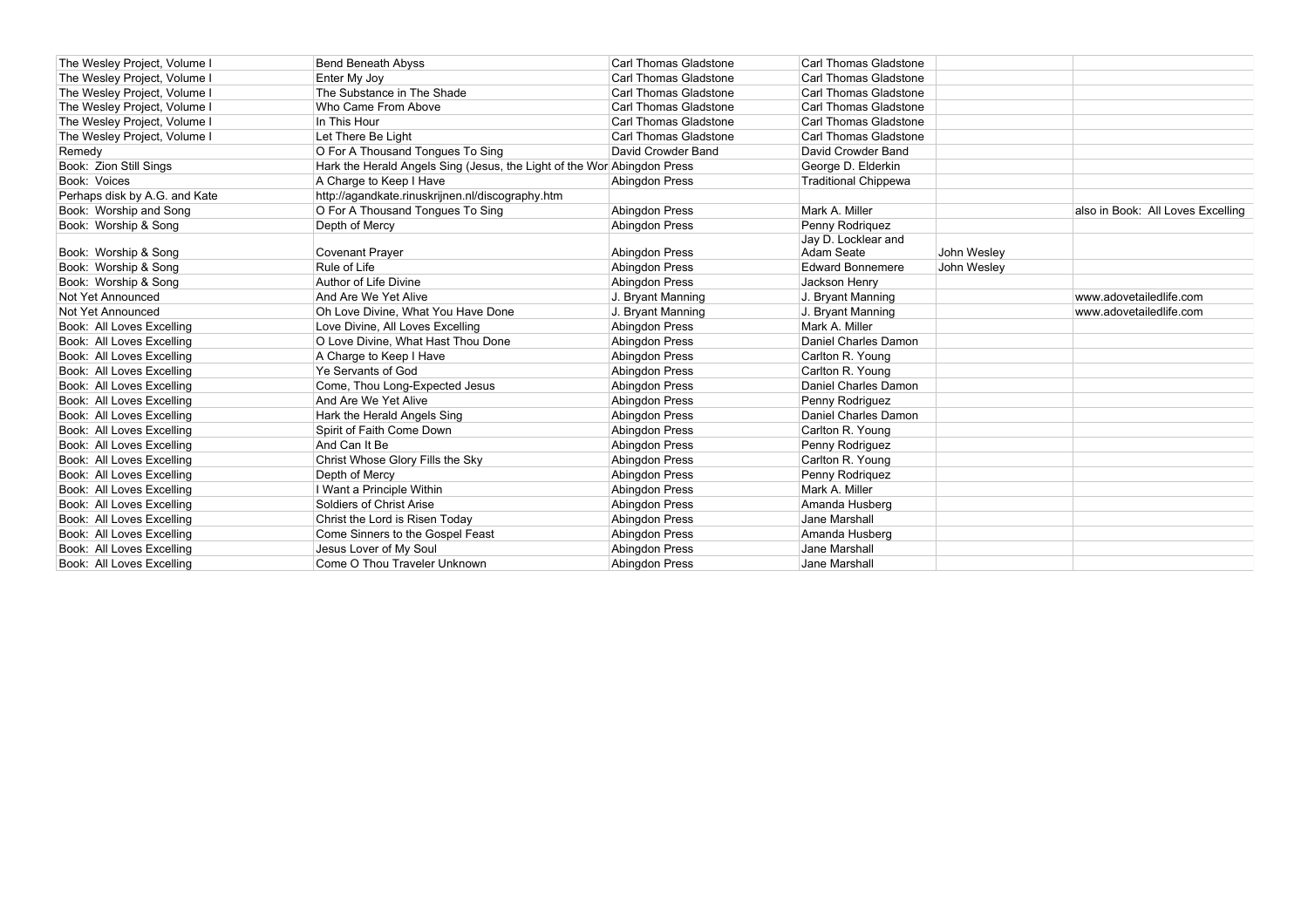| | | | | | |
|---|---|---|---|---|---|
| The Wesley Project, Volume I | Bend Beneath Abyss | Carl Thomas Gladstone | Carl Thomas Gladstone | | |
| The Wesley Project, Volume I | Enter My Joy | Carl Thomas Gladstone | Carl Thomas Gladstone | | |
| The Wesley Project, Volume I | The Substance in The Shade | Carl Thomas Gladstone | Carl Thomas Gladstone | | |
| The Wesley Project, Volume I | Who Came From Above | Carl Thomas Gladstone | Carl Thomas Gladstone | | |
| The Wesley Project, Volume I | In This Hour | Carl Thomas Gladstone | Carl Thomas Gladstone | | |
| The Wesley Project, Volume I | Let There Be Light | Carl Thomas Gladstone | Carl Thomas Gladstone | | |
| Remedy | O For A Thousand Tongues To Sing | David Crowder Band | David Crowder Band | | |
| Book: Zion Still Sings | Hark the Herald Angels Sing (Jesus, the Light of the Wor | Abingdon Press | George D. Elderkin | | |
| Book: Voices | A Charge to Keep I Have | Abingdon Press | Traditional Chippewa | | |
| Perhaps disk by A.G. and Kate | http://agandkate.rinuskrijnen.nl/discography.htm | | | | |
| Book: Worship and Song | O For A Thousand Tongues To Sing | Abingdon Press | Mark A. Miller | | also in Book: All Loves Excelling |
| Book: Worship & Song | Depth of Mercy | Abingdon Press | Penny Rodriquez | | |
| Book: Worship & Song | Covenant Prayer | Abingdon Press | Jay D. Locklear and Adam Seate | John Wesley | |
| Book: Worship & Song | Rule of Life | Abingdon Press | Edward Bonnemere | John Wesley | |
| Book: Worship & Song | Author of Life Divine | Abingdon Press | Jackson Henry | | |
| Not Yet Announced | And Are We Yet Alive | J. Bryant Manning | J. Bryant Manning | | www.adovetailedlife.com |
| Not Yet Announced | Oh Love Divine, What You Have Done | J. Bryant Manning | J. Bryant Manning | | www.adovetailedlife.com |
| Book: All Loves Excelling | Love Divine, All Loves Excelling | Abingdon Press | Mark A. Miller | | |
| Book: All Loves Excelling | O Love Divine, What Hast Thou Done | Abingdon Press | Daniel Charles Damon | | |
| Book: All Loves Excelling | A Charge to Keep I Have | Abingdon Press | Carlton R. Young | | |
| Book: All Loves Excelling | Ye Servants of God | Abingdon Press | Carlton R. Young | | |
| Book: All Loves Excelling | Come, Thou Long-Expected Jesus | Abingdon Press | Daniel Charles Damon | | |
| Book: All Loves Excelling | And Are We Yet Alive | Abingdon Press | Penny Rodriguez | | |
| Book: All Loves Excelling | Hark the Herald Angels Sing | Abingdon Press | Daniel Charles Damon | | |
| Book: All Loves Excelling | Spirit of Faith Come Down | Abingdon Press | Carlton R. Young | | |
| Book: All Loves Excelling | And Can It Be | Abingdon Press | Penny Rodriguez | | |
| Book: All Loves Excelling | Christ Whose Glory Fills the Sky | Abingdon Press | Carlton R. Young | | |
| Book: All Loves Excelling | Depth of Mercy | Abingdon Press | Penny Rodriguez | | |
| Book: All Loves Excelling | I Want a Principle Within | Abingdon Press | Mark A. Miller | | |
| Book: All Loves Excelling | Soldiers of Christ Arise | Abingdon Press | Amanda Husberg | | |
| Book: All Loves Excelling | Christ the Lord is Risen Today | Abingdon Press | Jane Marshall | | |
| Book: All Loves Excelling | Come Sinners to the Gospel Feast | Abingdon Press | Amanda Husberg | | |
| Book: All Loves Excelling | Jesus Lover of My Soul | Abingdon Press | Jane Marshall | | |
| Book: All Loves Excelling | Come O Thou Traveler Unknown | Abingdon Press | Jane Marshall | | |